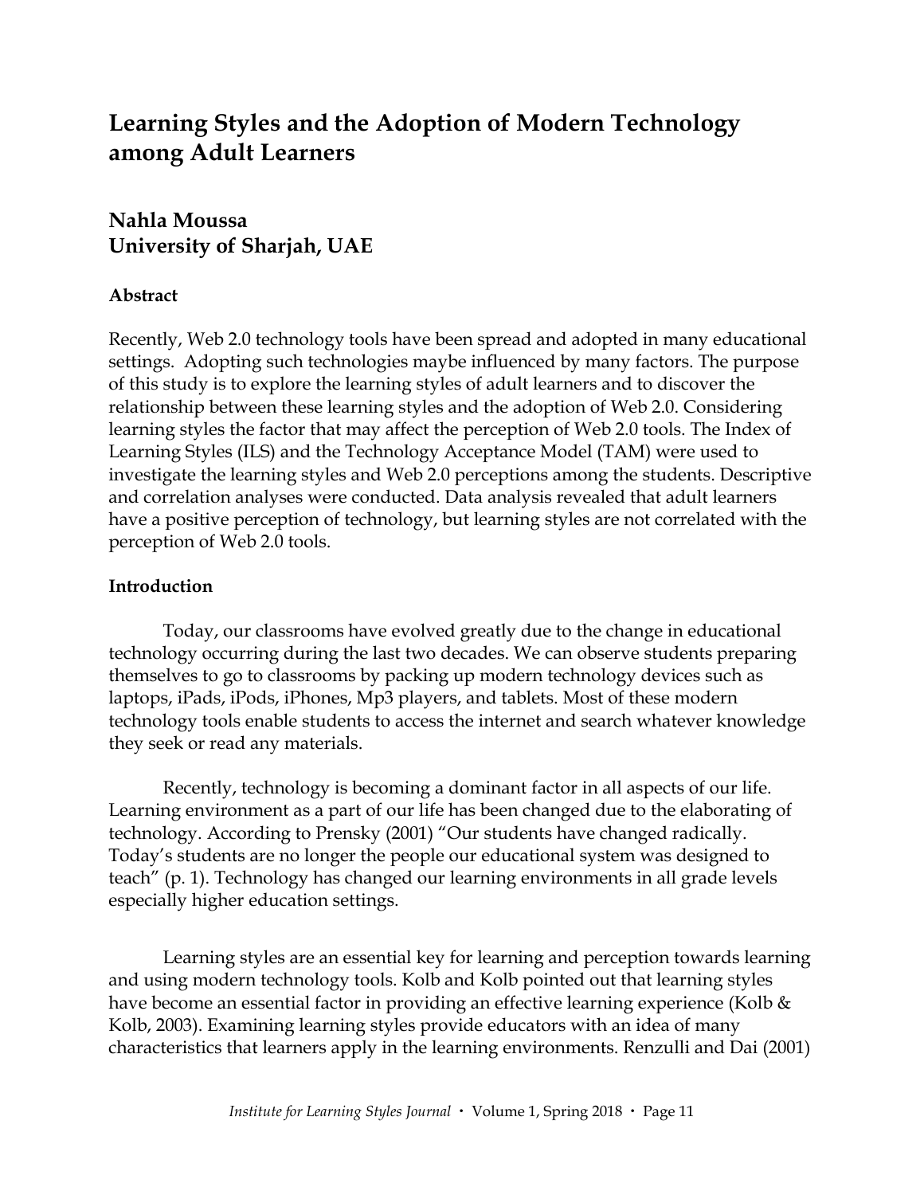# Learning Styles and the Adoption of Modern Technology among Adult Learners

## Nahla Moussa
## University of Sharjah, UAE

### Abstract

Recently, Web 2.0 technology tools have been spread and adopted in many educational settings. Adopting such technologies maybe influenced by many factors. The purpose of this study is to explore the learning styles of adult learners and to discover the relationship between these learning styles and the adoption of Web 2.0. Considering learning styles the factor that may affect the perception of Web 2.0 tools. The Index of Learning Styles (ILS) and the Technology Acceptance Model (TAM) were used to investigate the learning styles and Web 2.0 perceptions among the students. Descriptive and correlation analyses were conducted. Data analysis revealed that adult learners have a positive perception of technology, but learning styles are not correlated with the perception of Web 2.0 tools.

### Introduction

Today, our classrooms have evolved greatly due to the change in educational technology occurring during the last two decades. We can observe students preparing themselves to go to classrooms by packing up modern technology devices such as laptops, iPads, iPods, iPhones, Mp3 players, and tablets. Most of these modern technology tools enable students to access the internet and search whatever knowledge they seek or read any materials.

Recently, technology is becoming a dominant factor in all aspects of our life. Learning environment as a part of our life has been changed due to the elaborating of technology. According to Prensky (2001) "Our students have changed radically. Today's students are no longer the people our educational system was designed to teach" (p. 1). Technology has changed our learning environments in all grade levels especially higher education settings.

Learning styles are an essential key for learning and perception towards learning and using modern technology tools. Kolb and Kolb pointed out that learning styles have become an essential factor in providing an effective learning experience (Kolb & Kolb, 2003). Examining learning styles provide educators with an idea of many characteristics that learners apply in the learning environments. Renzulli and Dai (2001)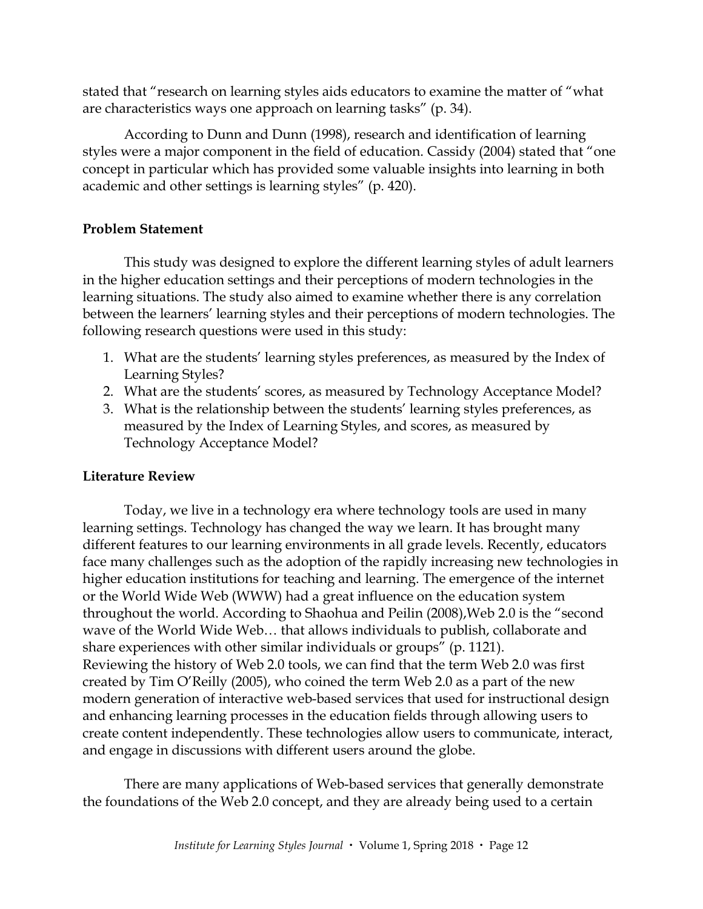stated that "research on learning styles aids educators to examine the matter of "what are characteristics ways one approach on learning tasks" (p. 34).

According to Dunn and Dunn (1998), research and identification of learning styles were a major component in the field of education. Cassidy (2004) stated that "one concept in particular which has provided some valuable insights into learning in both academic and other settings is learning styles" (p. 420).

## Problem Statement

This study was designed to explore the different learning styles of adult learners in the higher education settings and their perceptions of modern technologies in the learning situations. The study also aimed to examine whether there is any correlation between the learners' learning styles and their perceptions of modern technologies. The following research questions were used in this study:

1. What are the students' learning styles preferences, as measured by the Index of Learning Styles?
2. What are the students' scores, as measured by Technology Acceptance Model?
3. What is the relationship between the students' learning styles preferences, as measured by the Index of Learning Styles, and scores, as measured by Technology Acceptance Model?

## Literature Review

Today, we live in a technology era where technology tools are used in many learning settings. Technology has changed the way we learn. It has brought many different features to our learning environments in all grade levels. Recently, educators face many challenges such as the adoption of the rapidly increasing new technologies in higher education institutions for teaching and learning. The emergence of the internet or the World Wide Web (WWW) had a great influence on the education system throughout the world. According to Shaohua and Peilin (2008),Web 2.0 is the "second wave of the World Wide Web… that allows individuals to publish, collaborate and share experiences with other similar individuals or groups" (p. 1121).
Reviewing the history of Web 2.0 tools, we can find that the term Web 2.0 was first created by Tim O'Reilly (2005), who coined the term Web 2.0 as a part of the new modern generation of interactive web-based services that used for instructional design and enhancing learning processes in the education fields through allowing users to create content independently. These technologies allow users to communicate, interact, and engage in discussions with different users around the globe.

There are many applications of Web-based services that generally demonstrate the foundations of the Web 2.0 concept, and they are already being used to a certain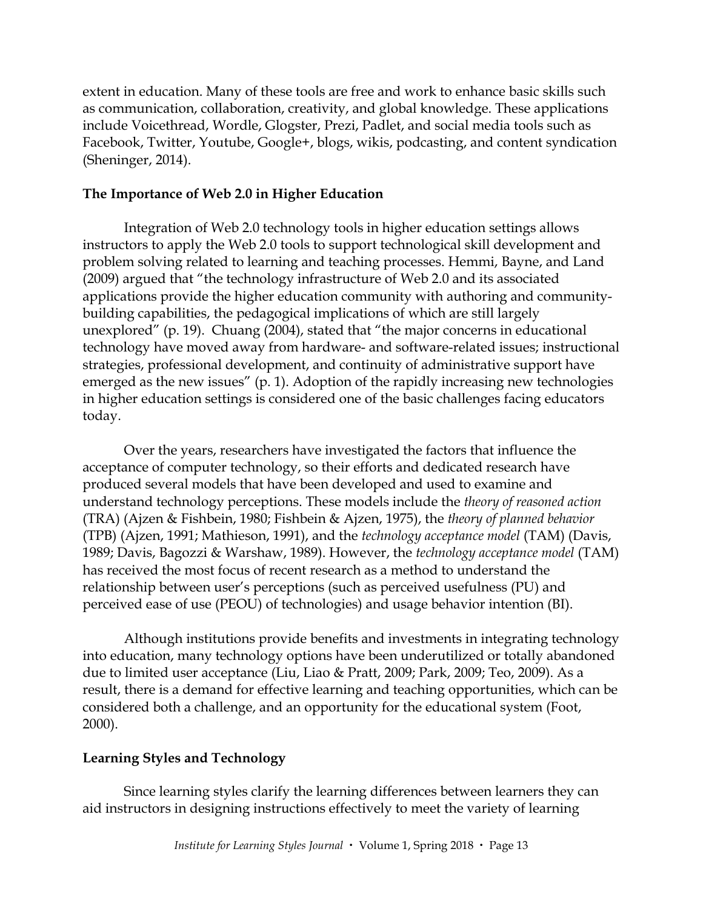extent in education. Many of these tools are free and work to enhance basic skills such as communication, collaboration, creativity, and global knowledge. These applications include Voicethread, Wordle, Glogster, Prezi, Padlet, and social media tools such as Facebook, Twitter, Youtube, Google+, blogs, wikis, podcasting, and content syndication (Sheninger, 2014).

## The Importance of Web 2.0 in Higher Education

Integration of Web 2.0 technology tools in higher education settings allows instructors to apply the Web 2.0 tools to support technological skill development and problem solving related to learning and teaching processes. Hemmi, Bayne, and Land (2009) argued that "the technology infrastructure of Web 2.0 and its associated applications provide the higher education community with authoring and community-building capabilities, the pedagogical implications of which are still largely unexplored" (p. 19). Chuang (2004), stated that "the major concerns in educational technology have moved away from hardware- and software-related issues; instructional strategies, professional development, and continuity of administrative support have emerged as the new issues" (p. 1). Adoption of the rapidly increasing new technologies in higher education settings is considered one of the basic challenges facing educators today.

Over the years, researchers have investigated the factors that influence the acceptance of computer technology, so their efforts and dedicated research have produced several models that have been developed and used to examine and understand technology perceptions. These models include the *theory of reasoned action* (TRA) (Ajzen & Fishbein, 1980; Fishbein & Ajzen, 1975), the *theory of planned behavior* (TPB) (Ajzen, 1991; Mathieson, 1991), and the *technology acceptance model* (TAM) (Davis, 1989; Davis, Bagozzi & Warshaw, 1989). However, the *technology acceptance model* (TAM) has received the most focus of recent research as a method to understand the relationship between user's perceptions (such as perceived usefulness (PU) and perceived ease of use (PEOU) of technologies) and usage behavior intention (BI).

Although institutions provide benefits and investments in integrating technology into education, many technology options have been underutilized or totally abandoned due to limited user acceptance (Liu, Liao & Pratt, 2009; Park, 2009; Teo, 2009). As a result, there is a demand for effective learning and teaching opportunities, which can be considered both a challenge, and an opportunity for the educational system (Foot, 2000).

## Learning Styles and Technology

Since learning styles clarify the learning differences between learners they can aid instructors in designing instructions effectively to meet the variety of learning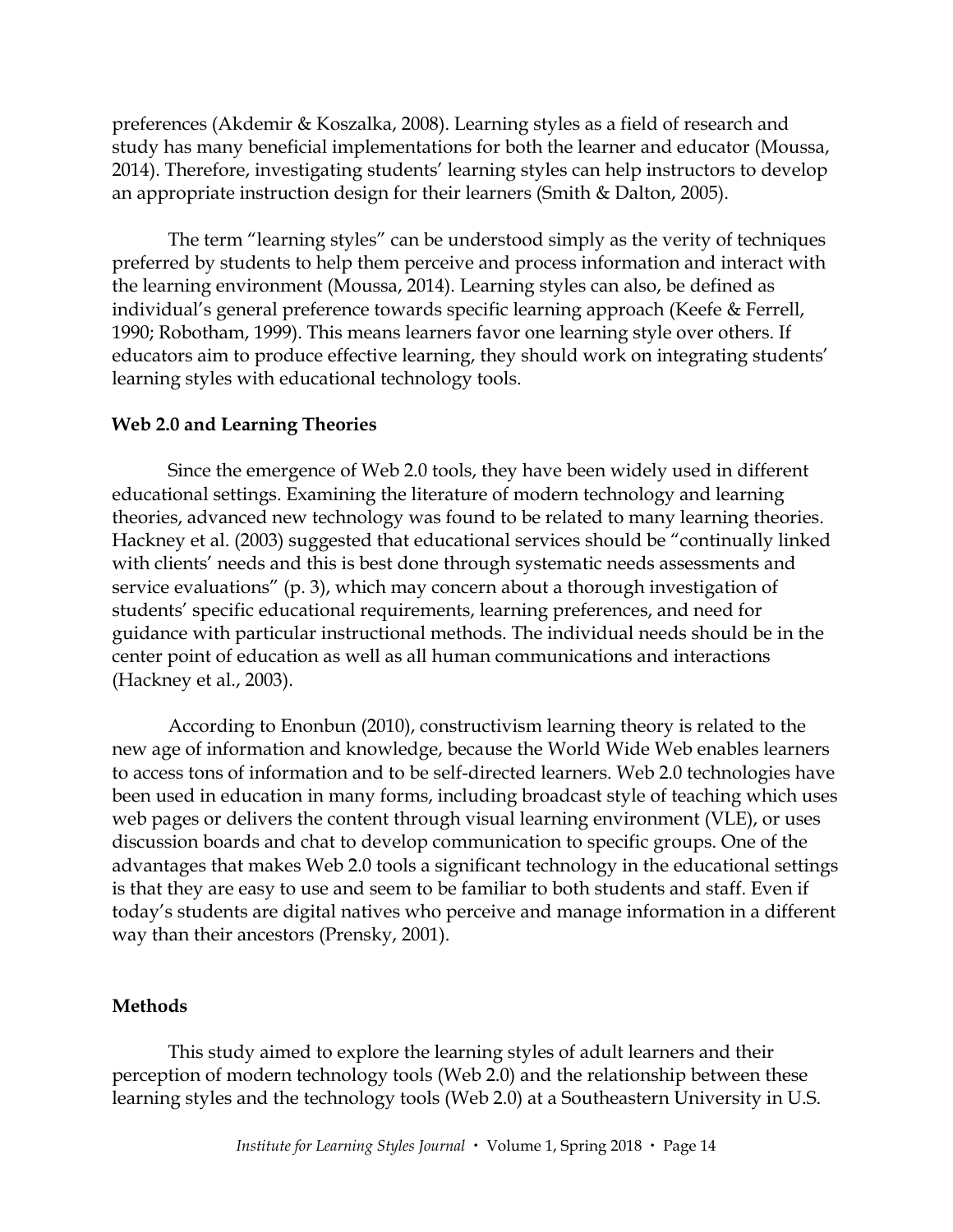preferences (Akdemir & Koszalka, 2008). Learning styles as a field of research and study has many beneficial implementations for both the learner and educator (Moussa, 2014). Therefore, investigating students' learning styles can help instructors to develop an appropriate instruction design for their learners (Smith & Dalton, 2005).

The term "learning styles" can be understood simply as the verity of techniques preferred by students to help them perceive and process information and interact with the learning environment (Moussa, 2014). Learning styles can also, be defined as individual's general preference towards specific learning approach (Keefe & Ferrell, 1990; Robotham, 1999). This means learners favor one learning style over others. If educators aim to produce effective learning, they should work on integrating students' learning styles with educational technology tools.

### Web 2.0 and Learning Theories

Since the emergence of Web 2.0 tools, they have been widely used in different educational settings. Examining the literature of modern technology and learning theories, advanced new technology was found to be related to many learning theories. Hackney et al. (2003) suggested that educational services should be "continually linked with clients' needs and this is best done through systematic needs assessments and service evaluations" (p. 3), which may concern about a thorough investigation of students' specific educational requirements, learning preferences, and need for guidance with particular instructional methods. The individual needs should be in the center point of education as well as all human communications and interactions (Hackney et al., 2003).

According to Enonbun (2010), constructivism learning theory is related to the new age of information and knowledge, because the World Wide Web enables learners to access tons of information and to be self-directed learners. Web 2.0 technologies have been used in education in many forms, including broadcast style of teaching which uses web pages or delivers the content through visual learning environment (VLE), or uses discussion boards and chat to develop communication to specific groups. One of the advantages that makes Web 2.0 tools a significant technology in the educational settings is that they are easy to use and seem to be familiar to both students and staff. Even if today's students are digital natives who perceive and manage information in a different way than their ancestors (Prensky, 2001).

### Methods

This study aimed to explore the learning styles of adult learners and their perception of modern technology tools (Web 2.0) and the relationship between these learning styles and the technology tools (Web 2.0) at a Southeastern University in U.S.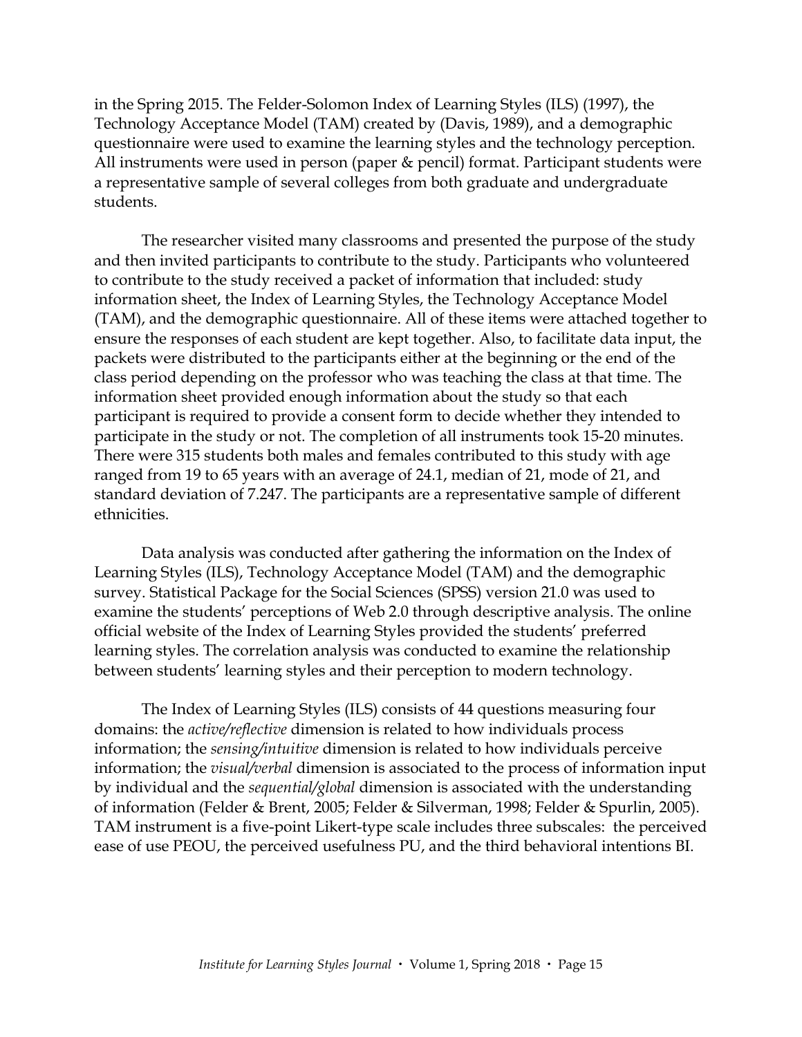in the Spring 2015. The Felder-Solomon Index of Learning Styles (ILS) (1997), the Technology Acceptance Model (TAM) created by (Davis, 1989), and a demographic questionnaire were used to examine the learning styles and the technology perception. All instruments were used in person (paper & pencil) format. Participant students were a representative sample of several colleges from both graduate and undergraduate students.

The researcher visited many classrooms and presented the purpose of the study and then invited participants to contribute to the study. Participants who volunteered to contribute to the study received a packet of information that included: study information sheet, the Index of Learning Styles, the Technology Acceptance Model (TAM), and the demographic questionnaire. All of these items were attached together to ensure the responses of each student are kept together. Also, to facilitate data input, the packets were distributed to the participants either at the beginning or the end of the class period depending on the professor who was teaching the class at that time. The information sheet provided enough information about the study so that each participant is required to provide a consent form to decide whether they intended to participate in the study or not. The completion of all instruments took 15-20 minutes. There were 315 students both males and females contributed to this study with age ranged from 19 to 65 years with an average of 24.1, median of 21, mode of 21, and standard deviation of 7.247. The participants are a representative sample of different ethnicities.

Data analysis was conducted after gathering the information on the Index of Learning Styles (ILS), Technology Acceptance Model (TAM) and the demographic survey. Statistical Package for the Social Sciences (SPSS) version 21.0 was used to examine the students' perceptions of Web 2.0 through descriptive analysis. The online official website of the Index of Learning Styles provided the students' preferred learning styles. The correlation analysis was conducted to examine the relationship between students' learning styles and their perception to modern technology.

The Index of Learning Styles (ILS) consists of 44 questions measuring four domains: the *active/reflective* dimension is related to how individuals process information; the *sensing/intuitive* dimension is related to how individuals perceive information; the *visual/verbal* dimension is associated to the process of information input by individual and the *sequential/global* dimension is associated with the understanding of information (Felder & Brent, 2005; Felder & Silverman, 1998; Felder & Spurlin, 2005). TAM instrument is a five-point Likert-type scale includes three subscales: the perceived ease of use PEOU, the perceived usefulness PU, and the third behavioral intentions BI.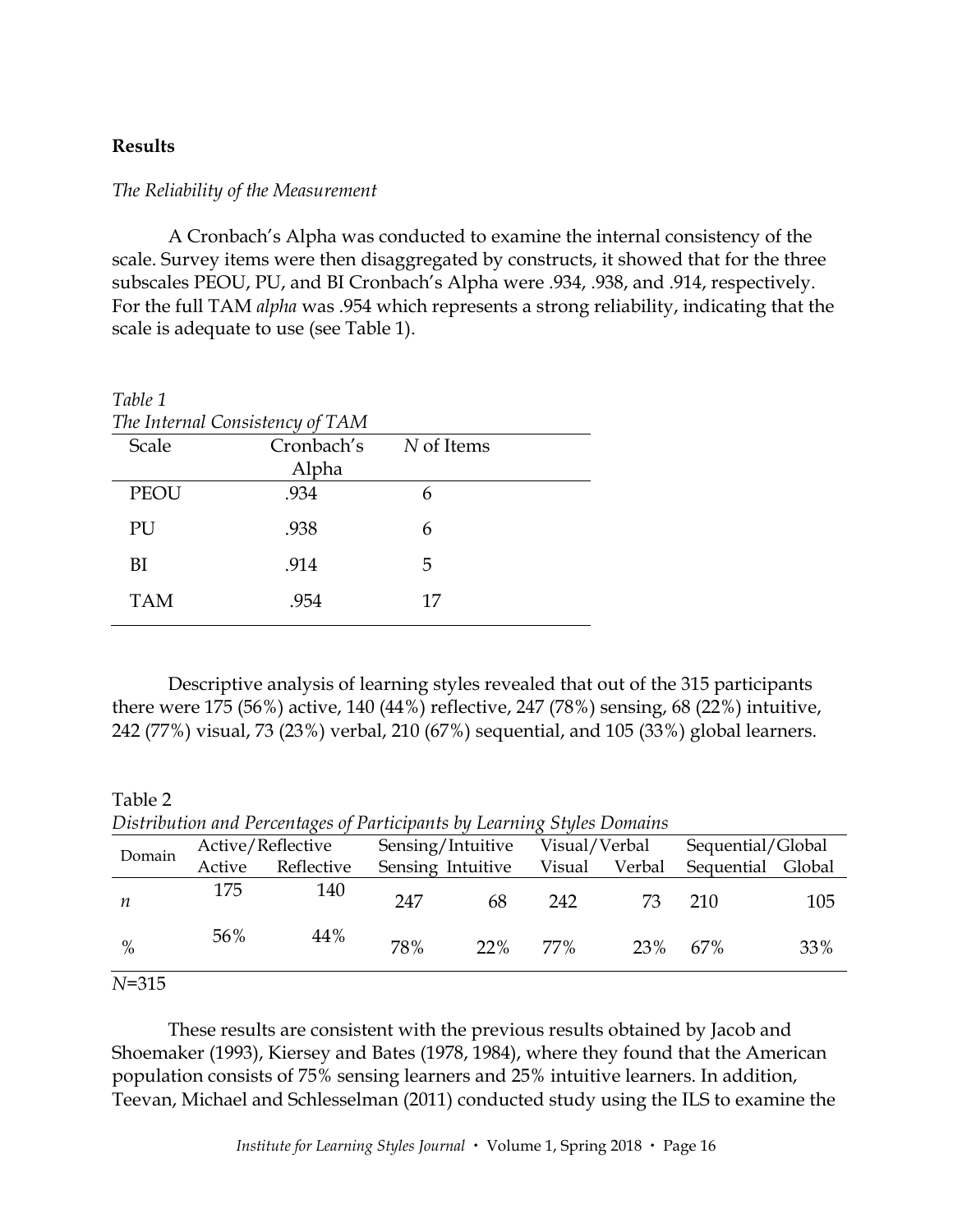**Results**

*The Reliability of the Measurement*

A Cronbach's Alpha was conducted to examine the internal consistency of the scale. Survey items were then disaggregated by constructs, it showed that for the three subscales PEOU, PU, and BI Cronbach's Alpha were .934, .938, and .914, respectively. For the full TAM *alpha* was .954 which represents a strong reliability, indicating that the scale is adequate to use (see Table 1).

*Table 1*
*The Internal Consistency of TAM*

| Scale | Cronbach's Alpha | *N* of Items |
|---|---|---|
| PEOU | .934 | 6 |
| PU | .938 | 6 |
| BI | .914 | 5 |
| TAM | .954 | 17 |

Descriptive analysis of learning styles revealed that out of the 315 participants there were 175 (56%) active, 140 (44%) reflective, 247 (78%) sensing, 68 (22%) intuitive, 242 (77%) visual, 73 (23%) verbal, 210 (67%) sequential, and 105 (33%) global learners.

Table 2
*Distribution and Percentages of Participants by Learning Styles Domains*

| Domain | Active/Reflective | | Sensing/Intuitive | | Visual/Verbal | | Sequential/Global | |
|---|---|---|---|---|---|---|---|---|
| | Active | Reflective | Sensing | Intuitive | Visual | Verbal | Sequential | Global |
| *n* | 175 | 140 | 247 | 68 | 242 | 73 | 210 | 105 |
| % | 56% | 44% | 78% | 22% | 77% | 23% | 67% | 33% |

*N*=315

These results are consistent with the previous results obtained by Jacob and Shoemaker (1993), Kiersey and Bates (1978, 1984), where they found that the American population consists of 75% sensing learners and 25% intuitive learners. In addition, Teevan, Michael and Schlesselman (2011) conducted study using the ILS to examine the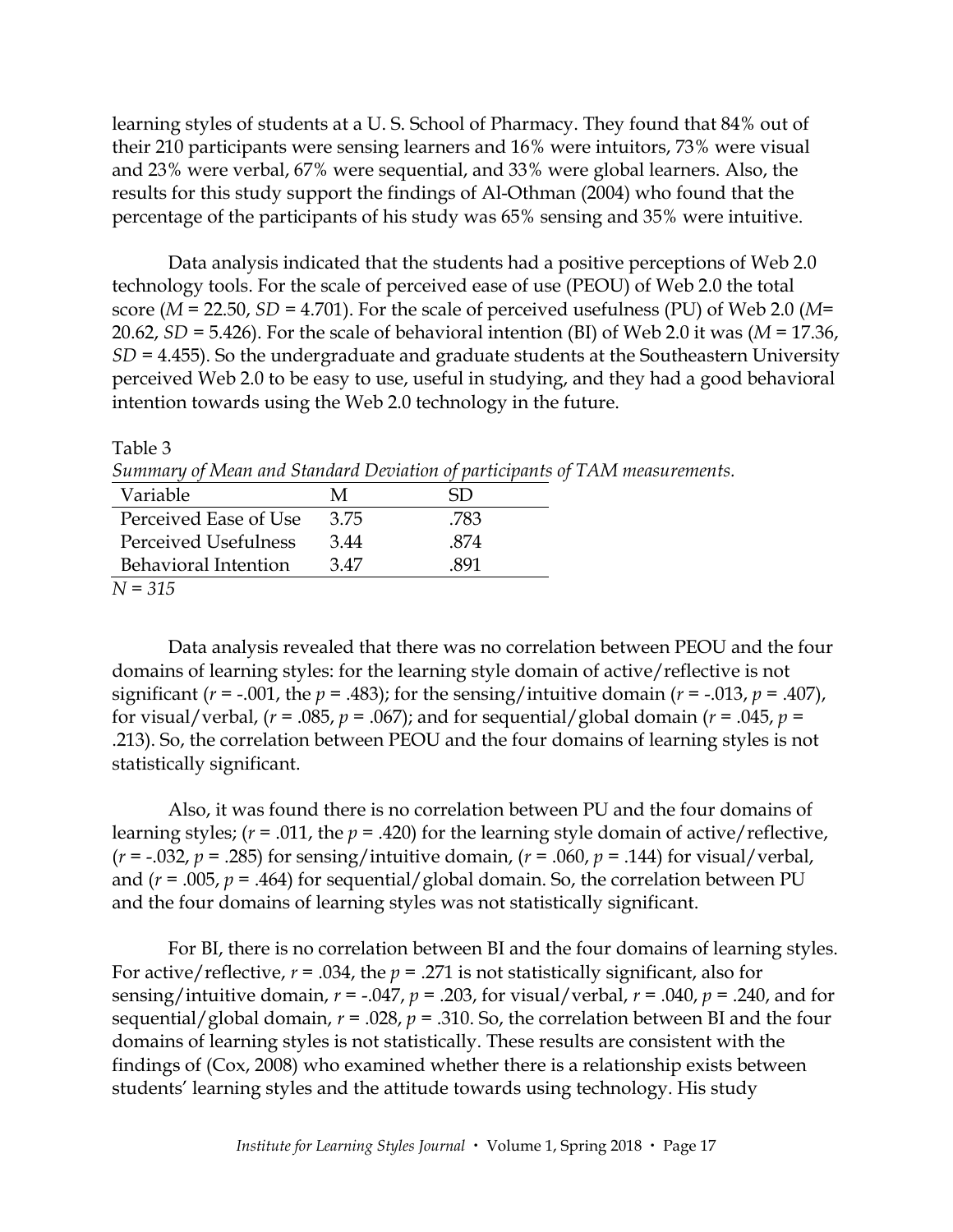learning styles of students at a U. S. School of Pharmacy. They found that 84% out of their 210 participants were sensing learners and 16% were intuitors, 73% were visual and 23% were verbal, 67% were sequential, and 33% were global learners. Also, the results for this study support the findings of Al-Othman (2004) who found that the percentage of the participants of his study was 65% sensing and 35% were intuitive.

Data analysis indicated that the students had a positive perceptions of Web 2.0 technology tools. For the scale of perceived ease of use (PEOU) of Web 2.0 the total score ($M$ = 22.50, $SD$ = 4.701). For the scale of perceived usefulness (PU) of Web 2.0 ($M$= 20.62, $SD$ = 5.426). For the scale of behavioral intention (BI) of Web 2.0 it was ($M$ = 17.36, $SD$ = 4.455). So the undergraduate and graduate students at the Southeastern University perceived Web 2.0 to be easy to use, useful in studying, and they had a good behavioral intention towards using the Web 2.0 technology in the future.

Table 3

*Summary of Mean and Standard Deviation of participants of TAM measurements.*

| Variable | M | SD |
|---|---|---|
| Perceived Ease of Use | 3.75 | .783 |
| Perceived Usefulness | 3.44 | .874 |
| Behavioral Intention | 3.47 | .891 |

$N$ = 315

Data analysis revealed that there was no correlation between PEOU and the four domains of learning styles: for the learning style domain of active/reflective is not significant ($r$ = -.001, the $p$ = .483); for the sensing/intuitive domain ($r$ = -.013, $p$ = .407), for visual/verbal, ($r$ = .085, $p$ = .067); and for sequential/global domain ($r$ = .045, $p$ = .213). So, the correlation between PEOU and the four domains of learning styles is not statistically significant.

Also, it was found there is no correlation between PU and the four domains of learning styles; ($r$ = .011, the $p$ = .420) for the learning style domain of active/reflective, ($r$ = -.032, $p$ = .285) for sensing/intuitive domain, ($r$ = .060, $p$ = .144) for visual/verbal, and ($r$ = .005, $p$ = .464) for sequential/global domain. So, the correlation between PU and the four domains of learning styles was not statistically significant.

For BI, there is no correlation between BI and the four domains of learning styles. For active/reflective, $r$ = .034, the $p$ = .271 is not statistically significant, also for sensing/intuitive domain, $r$ = -.047, $p$ = .203, for visual/verbal, $r$ = .040, $p$ = .240, and for sequential/global domain, $r$ = .028, $p$ = .310. So, the correlation between BI and the four domains of learning styles is not statistically. These results are consistent with the findings of (Cox, 2008) who examined whether there is a relationship exists between students' learning styles and the attitude towards using technology. His study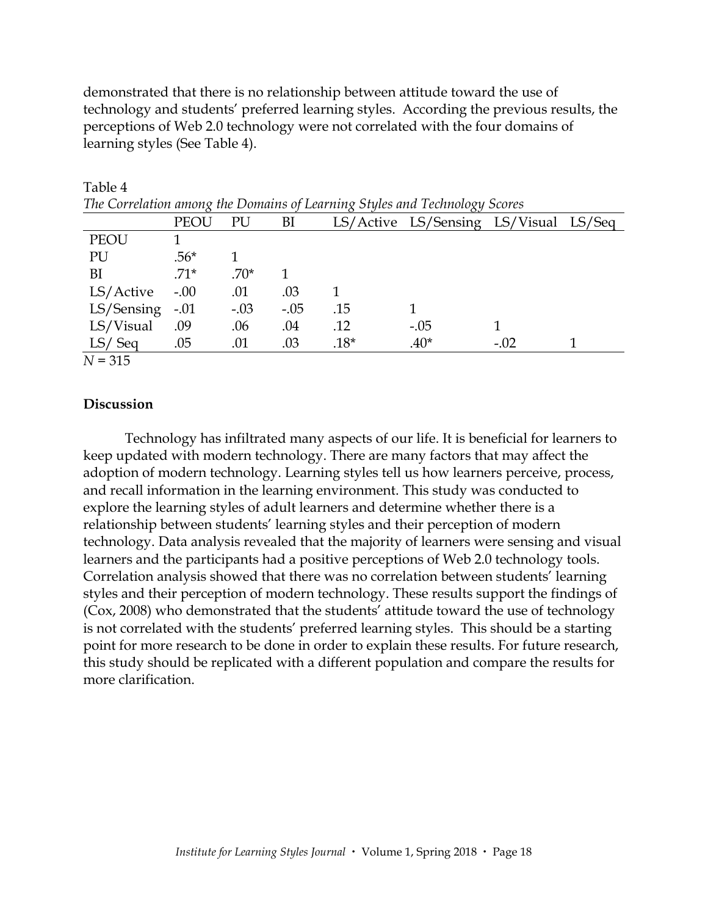demonstrated that there is no relationship between attitude toward the use of technology and students' preferred learning styles. According the previous results, the perceptions of Web 2.0 technology were not correlated with the four domains of learning styles (See Table 4).

Table 4

*The Correlation among the Domains of Learning Styles and Technology Scores*

| | PEOU | PU | BI | LS/Active | LS/Sensing | LS/Visual | LS/Seq |
|---|---|---|---|---|---|---|---|
| PEOU | 1 | | | | | | |
| PU | .56* | 1 | | | | | |
| BI | .71* | .70* | 1 | | | | |
| LS/Active | -.00 | .01 | .03 | 1 | | | |
| LS/Sensing | -.01 | -.03 | -.05 | .15 | 1 | | |
| LS/Visual | .09 | .06 | .04 | .12 | -.05 | 1 | |
| LS/ Seq | .05 | .01 | .03 | .18* | .40* | -.02 | 1 |

*N* = 315

**Discussion**

Technology has infiltrated many aspects of our life. It is beneficial for learners to keep updated with modern technology. There are many factors that may affect the adoption of modern technology. Learning styles tell us how learners perceive, process, and recall information in the learning environment. This study was conducted to explore the learning styles of adult learners and determine whether there is a relationship between students' learning styles and their perception of modern technology. Data analysis revealed that the majority of learners were sensing and visual learners and the participants had a positive perceptions of Web 2.0 technology tools. Correlation analysis showed that there was no correlation between students' learning styles and their perception of modern technology. These results support the findings of (Cox, 2008) who demonstrated that the students' attitude toward the use of technology is not correlated with the students' preferred learning styles. This should be a starting point for more research to be done in order to explain these results. For future research, this study should be replicated with a different population and compare the results for more clarification.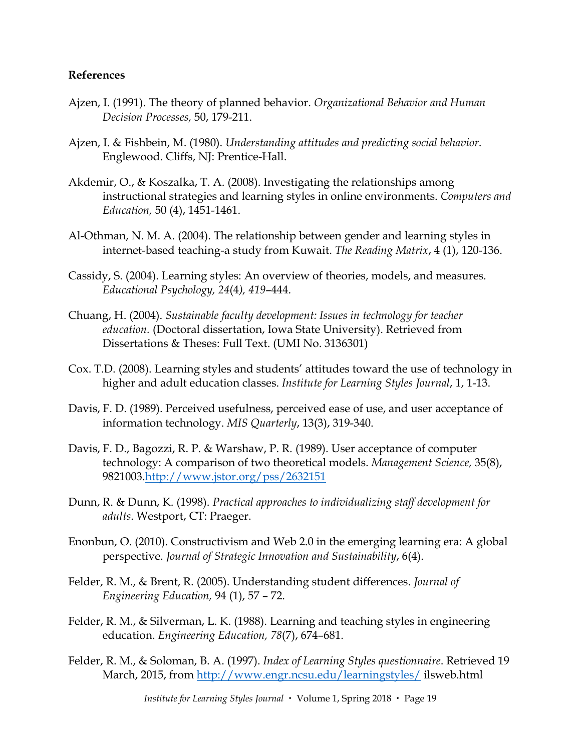**References**

Ajzen, I. (1991). The theory of planned behavior. *Organizational Behavior and Human Decision Processes,* 50, 179-211.

Ajzen, I. & Fishbein, M. (1980). *Understanding attitudes and predicting social behavior*. Englewood. Cliffs, NJ: Prentice-Hall.

Akdemir, O., & Koszalka, T. A. (2008). Investigating the relationships among instructional strategies and learning styles in online environments. *Computers and Education,* 50 (4), 1451-1461.

Al-Othman, N. M. A. (2004). The relationship between gender and learning styles in internet-based teaching-a study from Kuwait. *The Reading Matrix*, 4 (1), 120-136.

Cassidy, S. (2004). Learning styles: An overview of theories, models, and measures. *Educational Psychology, 24*(4*), 419*–444.

Chuang, H. (2004). *Sustainable faculty development: Issues in technology for teacher education.* (Doctoral dissertation, Iowa State University). Retrieved from Dissertations & Theses: Full Text. (UMI No. 3136301)

Cox. T.D. (2008). Learning styles and students' attitudes toward the use of technology in higher and adult education classes. *Institute for Learning Styles Journal*, 1, 1-13.

Davis, F. D. (1989). Perceived usefulness, perceived ease of use, and user acceptance of information technology. *MIS Quarterly*, 13(3), 319-340.

Davis, F. D., Bagozzi, R. P. & Warshaw, P. R. (1989). User acceptance of computer technology: A comparison of two theoretical models. *Management Science,* 35(8), 9821003.[http://www.jstor.org/pss/2632151](http://www.jstor.org/pss/2632151)

Dunn, R. & Dunn, K. (1998). *Practical approaches to individualizing staff development for adults*. Westport, CT: Praeger.

Enonbun, O. (2010). Constructivism and Web 2.0 in the emerging learning era: A global perspective. *Journal of Strategic Innovation and Sustainability*, 6(4).

Felder, R. M., & Brent, R. (2005). Understanding student differences. *Journal of Engineering Education,* 94 (1), 57 – 72.

Felder, R. M., & Silverman, L. K. (1988). Learning and teaching styles in engineering education. *Engineering Education, 78*(7), 674–681.

Felder, R. M., & Soloman, B. A. (1997). *Index of Learning Styles questionnaire*. Retrieved 19 March, 2015, from [http://www.engr.ncsu.edu/learningstyles/](http://www.engr.ncsu.edu/learningstyles/) ilsweb.html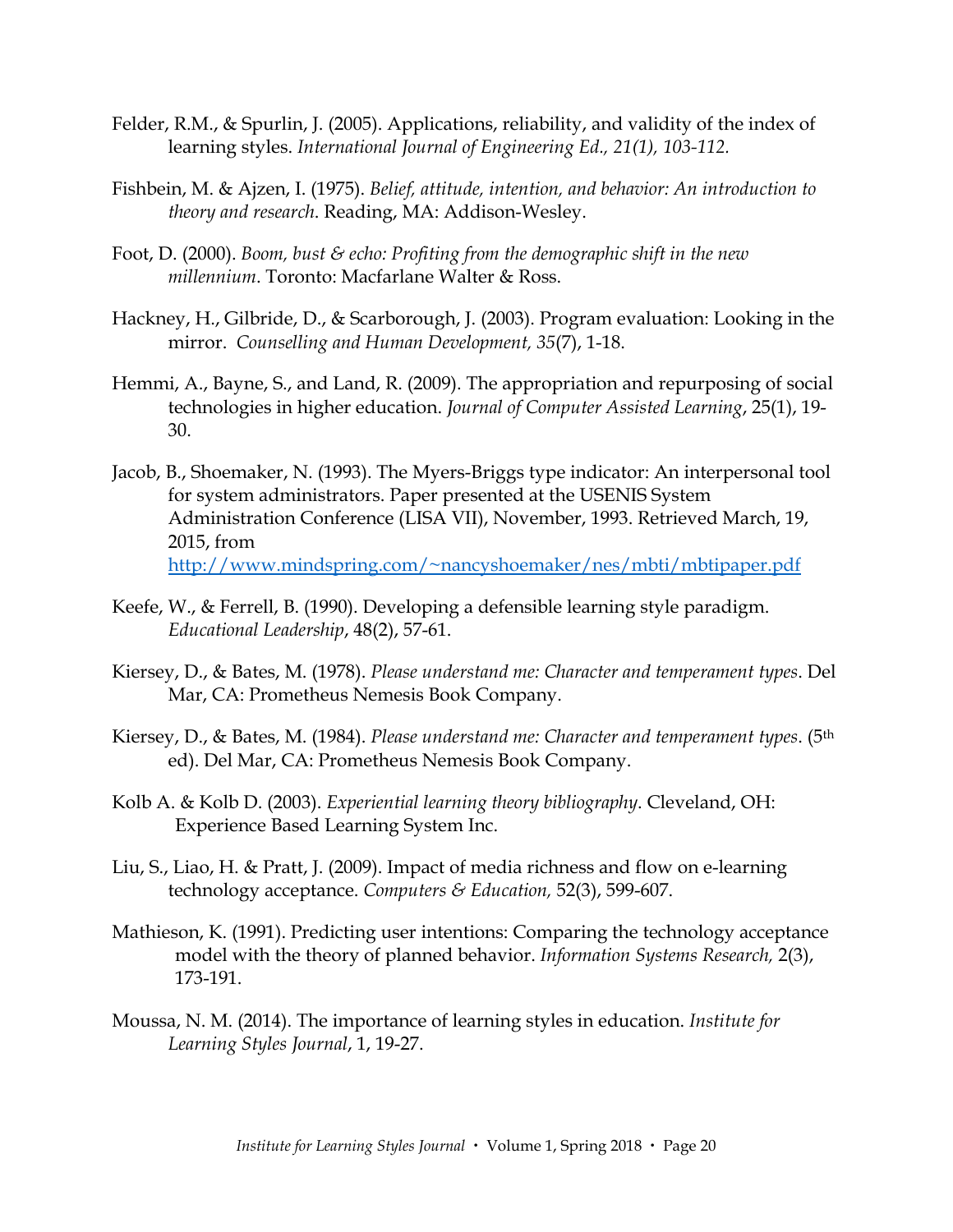Felder, R.M., & Spurlin, J. (2005). Applications, reliability, and validity of the index of learning styles. *International Journal of Engineering Ed., 21(1), 103-112.*

Fishbein, M. & Ajzen, I. (1975). *Belief, attitude, intention, and behavior: An introduction to theory and research*. Reading, MA: Addison-Wesley.

Foot, D. (2000). *Boom, bust & echo: Profiting from the demographic shift in the new millennium*. Toronto: Macfarlane Walter & Ross.

Hackney, H., Gilbride, D., & Scarborough, J. (2003). Program evaluation: Looking in the mirror. *Counselling and Human Development, 35*(7), 1-18.

Hemmi, A., Bayne, S., and Land, R. (2009). The appropriation and repurposing of social technologies in higher education. *Journal of Computer Assisted Learning*, 25(1), 19-30.

Jacob, B., Shoemaker, N. (1993). The Myers-Briggs type indicator: An interpersonal tool for system administrators. Paper presented at the USENIS System Administration Conference (LISA VII), November, 1993. Retrieved March, 19, 2015, from http://www.mindspring.com/~nancyshoemaker/nes/mbti/mbtipaper.pdf

Keefe, W., & Ferrell, B. (1990). Developing a defensible learning style paradigm. *Educational Leadership*, 48(2), 57-61.

Kiersey, D., & Bates, M. (1978). *Please understand me: Character and temperament types*. Del Mar, CA: Prometheus Nemesis Book Company.

Kiersey, D., & Bates, M. (1984). *Please understand me: Character and temperament types*. (5th ed). Del Mar, CA: Prometheus Nemesis Book Company.

Kolb A. & Kolb D. (2003). *Experiential learning theory bibliography*. Cleveland, OH: Experience Based Learning System Inc.

Liu, S., Liao, H. & Pratt, J. (2009). Impact of media richness and flow on e-learning technology acceptance. *Computers & Education,* 52(3), 599-607.

Mathieson, K. (1991). Predicting user intentions: Comparing the technology acceptance model with the theory of planned behavior. *Information Systems Research,* 2(3), 173-191.

Moussa, N. M. (2014). The importance of learning styles in education. *Institute for Learning Styles Journal*, 1, 19-27.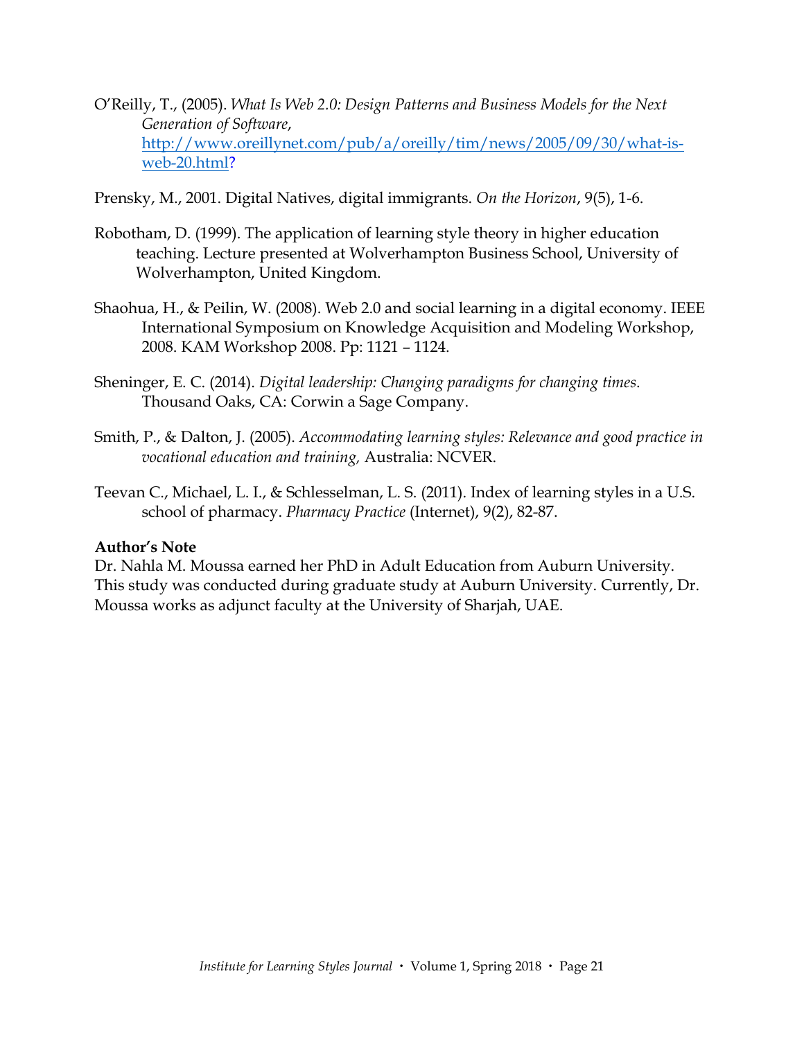O'Reilly, T., (2005). *What Is Web 2.0: Design Patterns and Business Models for the Next Generation of Software*, http://www.oreillynet.com/pub/a/oreilly/tim/news/2005/09/30/what-is-web-20.html?

Prensky, M., 2001. Digital Natives, digital immigrants. *On the Horizon*, 9(5), 1-6.

Robotham, D. (1999). The application of learning style theory in higher education teaching. Lecture presented at Wolverhampton Business School, University of Wolverhampton, United Kingdom.

Shaohua, H., & Peilin, W. (2008). Web 2.0 and social learning in a digital economy. IEEE International Symposium on Knowledge Acquisition and Modeling Workshop, 2008. KAM Workshop 2008. Pp: 1121 – 1124.

Sheninger, E. C. (2014). *Digital leadership: Changing paradigms for changing times.* Thousand Oaks, CA: Corwin a Sage Company.

Smith, P., & Dalton, J. (2005). *Accommodating learning styles: Relevance and good practice in vocational education and training,* Australia: NCVER.

Teevan C., Michael, L. I., & Schlesselman, L. S. (2011). Index of learning styles in a U.S. school of pharmacy. *Pharmacy Practice* (Internet), 9(2), 82-87.

**Author's Note**

Dr. Nahla M. Moussa earned her PhD in Adult Education from Auburn University. This study was conducted during graduate study at Auburn University. Currently, Dr. Moussa works as adjunct faculty at the University of Sharjah, UAE.